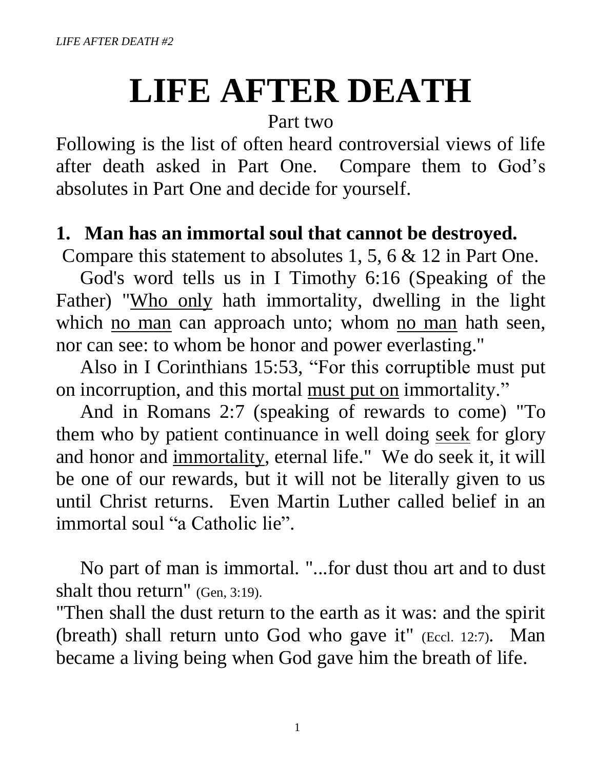# LIFE AFTER DEATH

Part two

Following is the list of often heard controversial views of life after death asked in Part One. Compare them to God's absolutes in Part One and decide for yourself.

**1. Man has an immortal soul that cannot be destroyed.**

Compare this statement to absolutes 1, 5, 6 & 12 in Part One.

God's word tells us in I Timothy 6:16 (Speaking of the Father) "<u>Who only</u> hath immortality, dwelling in the light which <u>no man</u> can approach unto; whom <u>no man</u> hath seen, nor can see: to whom be honor and power everlasting."

Also in I Corinthians 15:53, "For this corruptible must put on incorruption, and this mortal <u>must put on</u> immortality."

And in Romans 2:7 (speaking of rewards to come) "To them who by patient continuance in well doing <u>seek</u> for glory and honor and <u>immortality</u>, eternal life." We do seek it, it will be one of our rewards, but it will not be literally given to us until Christ returns. Even Martin Luther called belief in an immortal soul "a Catholic lie".

No part of man is immortal. "...for dust thou art and to dust shalt thou return" (Gen, 3:19).

"Then shall the dust return to the earth as it was: and the spirit (breath) shall return unto God who gave it" (Eccl. 12:7). Man became a living being when God gave him the breath of life.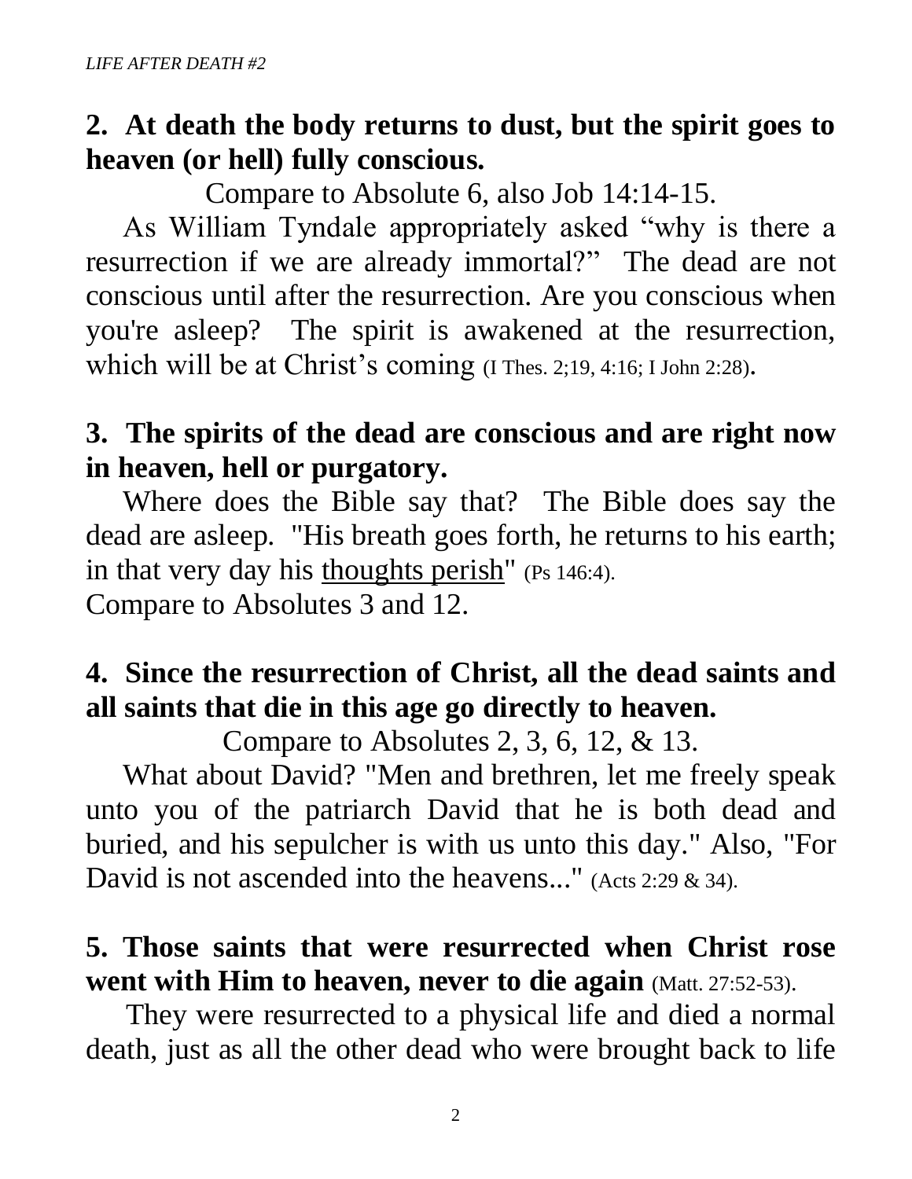**2. At death the body returns to dust, but the spirit goes to heaven (or hell) fully conscious.**

Compare to Absolute 6, also Job 14:14-15.

As William Tyndale appropriately asked “why is there a resurrection if we are already immortal?” The dead are not conscious until after the resurrection. Are you conscious when you're asleep? The spirit is awakened at the resurrection, which will be at Christ’s coming (I Thes. 2;19, 4:16; I John 2:28).

**3. The spirits of the dead are conscious and are right now in heaven, hell or purgatory.**

Where does the Bible say that? The Bible does say the dead are asleep. "His breath goes forth, he returns to his earth; in that very day his <u>thoughts perish</u>" (Ps 146:4).
Compare to Absolutes 3 and 12.

**4. Since the resurrection of Christ, all the dead saints and all saints that die in this age go directly to heaven.**

Compare to Absolutes 2, 3, 6, 12, & 13.

What about David? "Men and brethren, let me freely speak unto you of the patriarch David that he is both dead and buried, and his sepulcher is with us unto this day." Also, "For David is not ascended into the heavens..." (Acts 2:29 & 34).

**5. Those saints that were resurrected when Christ rose went with Him to heaven, never to die again** (Matt. 27:52-53).

They were resurrected to a physical life and died a normal death, just as all the other dead who were brought back to life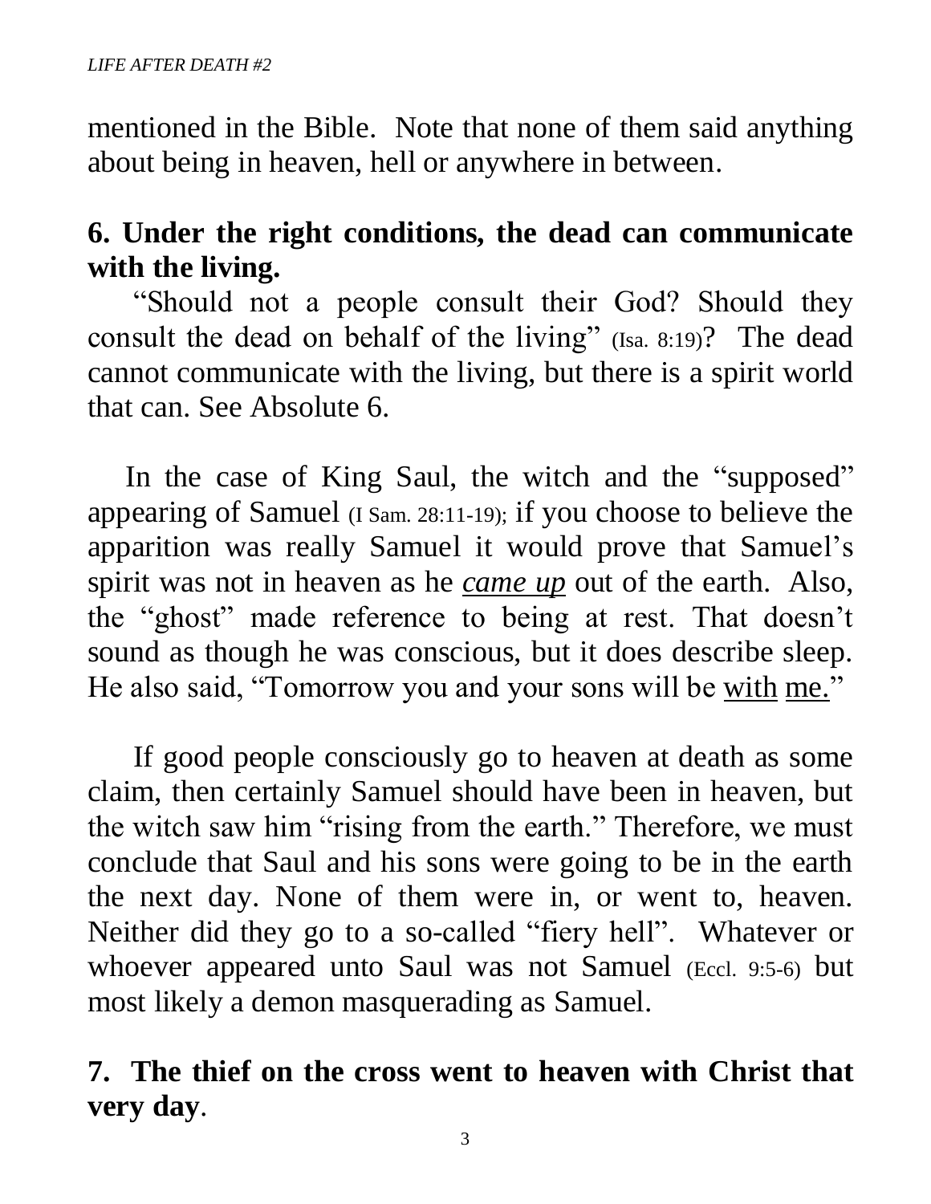mentioned in the Bible. Note that none of them said anything about being in heaven, hell or anywhere in between.

**6. Under the right conditions, the dead can communicate with the living.**

"Should not a people consult their God? Should they consult the dead on behalf of the living" (Isa. 8:19)? The dead cannot communicate with the living, but there is a spirit world that can. See Absolute 6.

In the case of King Saul, the witch and the "supposed" appearing of Samuel (I Sam. 28:11-19); if you choose to believe the apparition was really Samuel it would prove that Samuel's spirit was not in heaven as he <u>*came up*</u> out of the earth. Also, the "ghost" made reference to being at rest. That doesn't sound as though he was conscious, but it does describe sleep. He also said, "Tomorrow you and your sons will be <u>with</u> <u>me.</u>"

If good people consciously go to heaven at death as some claim, then certainly Samuel should have been in heaven, but the witch saw him "rising from the earth." Therefore, we must conclude that Saul and his sons were going to be in the earth the next day. None of them were in, or went to, heaven. Neither did they go to a so-called "fiery hell". Whatever or whoever appeared unto Saul was not Samuel (Eccl. 9:5-6) but most likely a demon masquerading as Samuel.

**7. The thief on the cross went to heaven with Christ that very day**.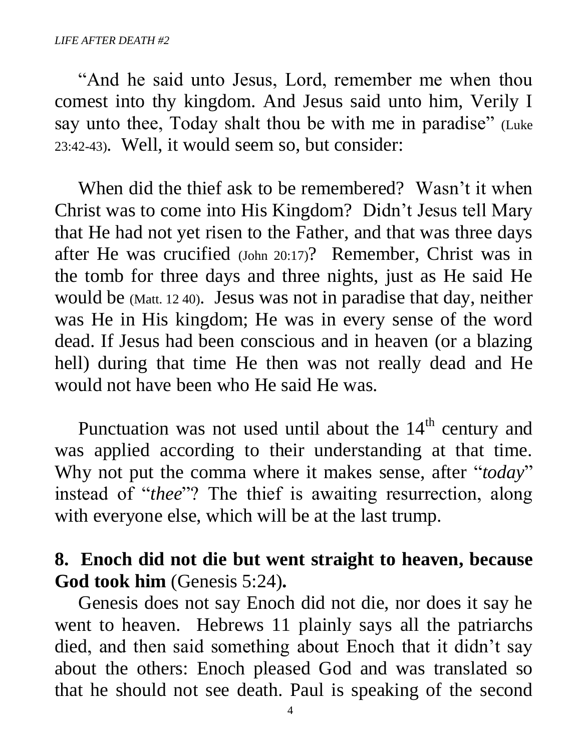"And he said unto Jesus, Lord, remember me when thou comest into thy kingdom. And Jesus said unto him, Verily I say unto thee, Today shalt thou be with me in paradise" (Luke 23:42-43). Well, it would seem so, but consider:

When did the thief ask to be remembered? Wasn't it when Christ was to come into His Kingdom? Didn't Jesus tell Mary that He had not yet risen to the Father, and that was three days after He was crucified (John 20:17)? Remember, Christ was in the tomb for three days and three nights, just as He said He would be (Matt. 12 40). Jesus was not in paradise that day, neither was He in His kingdom; He was in every sense of the word dead. If Jesus had been conscious and in heaven (or a blazing hell) during that time He then was not really dead and He would not have been who He said He was.

Punctuation was not used until about the 14th century and was applied according to their understanding at that time. Why not put the comma where it makes sense, after "*today*" instead of "*thee*"? The thief is awaiting resurrection, along with everyone else, which will be at the last trump.

**8. Enoch did not die but went straight to heaven, because God took him** (Genesis 5:24)**.**

Genesis does not say Enoch did not die, nor does it say he went to heaven. Hebrews 11 plainly says all the patriarchs died, and then said something about Enoch that it didn't say about the others: Enoch pleased God and was translated so that he should not see death. Paul is speaking of the second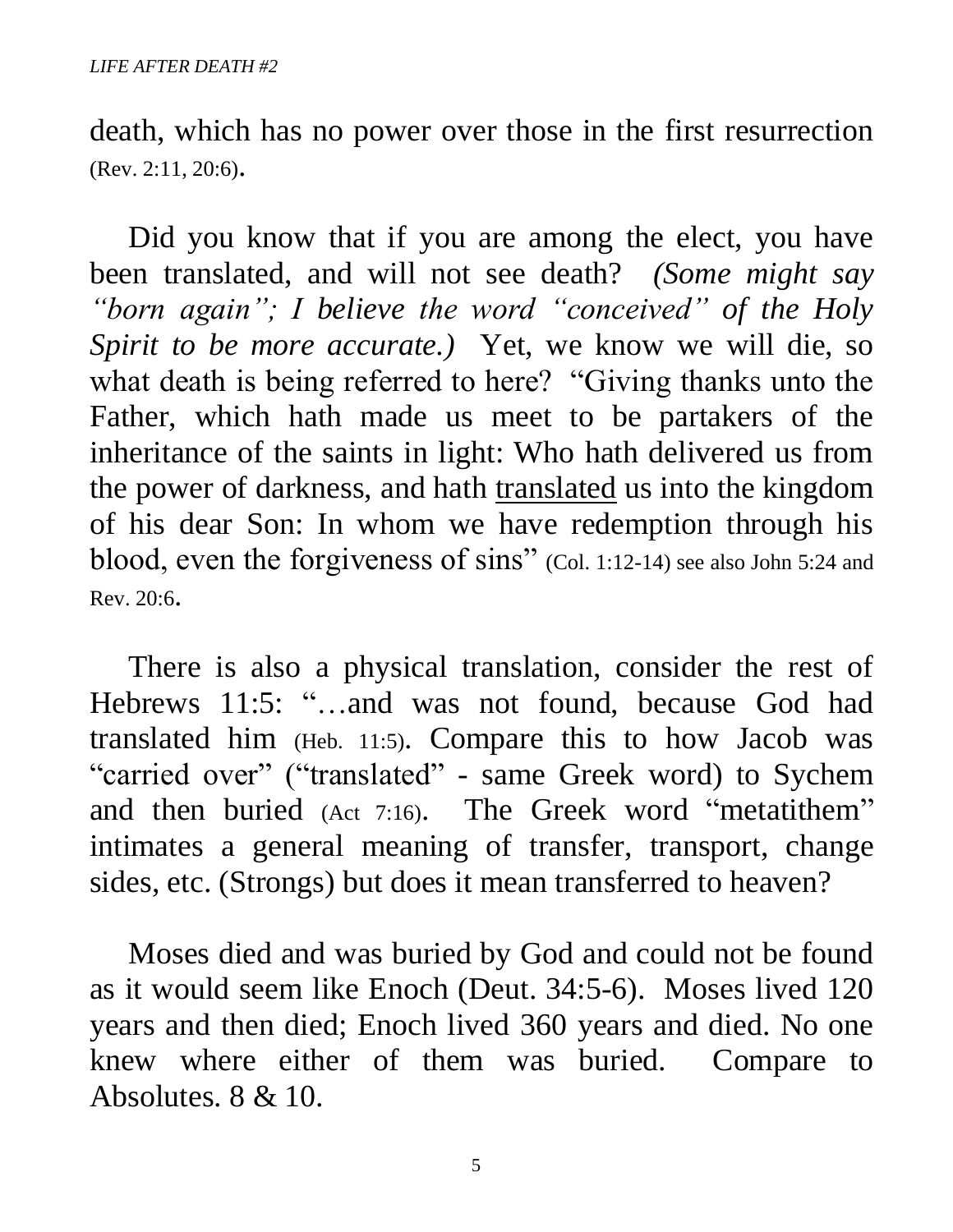death, which has no power over those in the first resurrection (Rev. 2:11, 20:6).

Did you know that if you are among the elect, you have been translated, and will not see death? *(Some might say "born again"; I believe the word "conceived" of the Holy Spirit to be more accurate.)* Yet, we know we will die, so what death is being referred to here? "Giving thanks unto the Father, which hath made us meet to be partakers of the inheritance of the saints in light: Who hath delivered us from the power of darkness, and hath <u>translated</u> us into the kingdom of his dear Son: In whom we have redemption through his blood, even the forgiveness of sins" (Col. 1:12-14) see also John 5:24 and Rev. 20:6.

There is also a physical translation, consider the rest of Hebrews 11:5: "…and was not found, because God had translated him (Heb. 11:5). Compare this to how Jacob was "carried over" ("translated" - same Greek word) to Sychem and then buried (Act 7:16). The Greek word "metatithem" intimates a general meaning of transfer, transport, change sides, etc. (Strongs) but does it mean transferred to heaven?

Moses died and was buried by God and could not be found as it would seem like Enoch (Deut. 34:5-6). Moses lived 120 years and then died; Enoch lived 360 years and died. No one knew where either of them was buried. Compare to Absolutes. 8 & 10.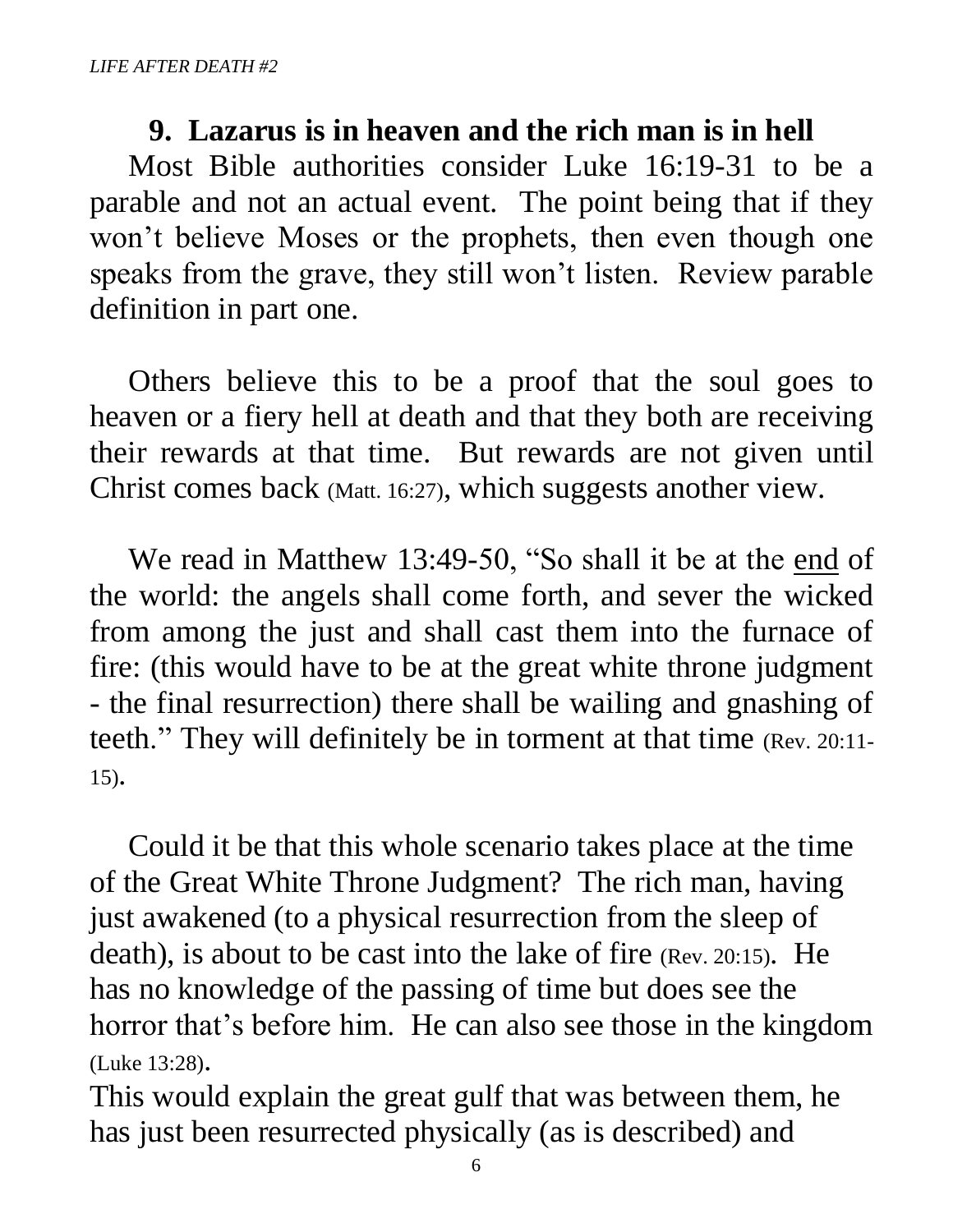## 9. Lazarus is in heaven and the rich man is in hell

Most Bible authorities consider Luke 16:19-31 to be a parable and not an actual event. The point being that if they won't believe Moses or the prophets, then even though one speaks from the grave, they still won't listen. Review parable definition in part one.

Others believe this to be a proof that the soul goes to heaven or a fiery hell at death and that they both are receiving their rewards at that time. But rewards are not given until Christ comes back (Matt. 16:27), which suggests another view.

We read in Matthew 13:49-50, "So shall it be at the <u>end</u> of the world: the angels shall come forth, and sever the wicked from among the just and shall cast them into the furnace of fire: (this would have to be at the great white throne judgment - the final resurrection) there shall be wailing and gnashing of teeth." They will definitely be in torment at that time (Rev. 20:11-15).

Could it be that this whole scenario takes place at the time of the Great White Throne Judgment? The rich man, having just awakened (to a physical resurrection from the sleep of death), is about to be cast into the lake of fire (Rev. 20:15). He has no knowledge of the passing of time but does see the horror that's before him. He can also see those in the kingdom (Luke 13:28).

This would explain the great gulf that was between them, he has just been resurrected physically (as is described) and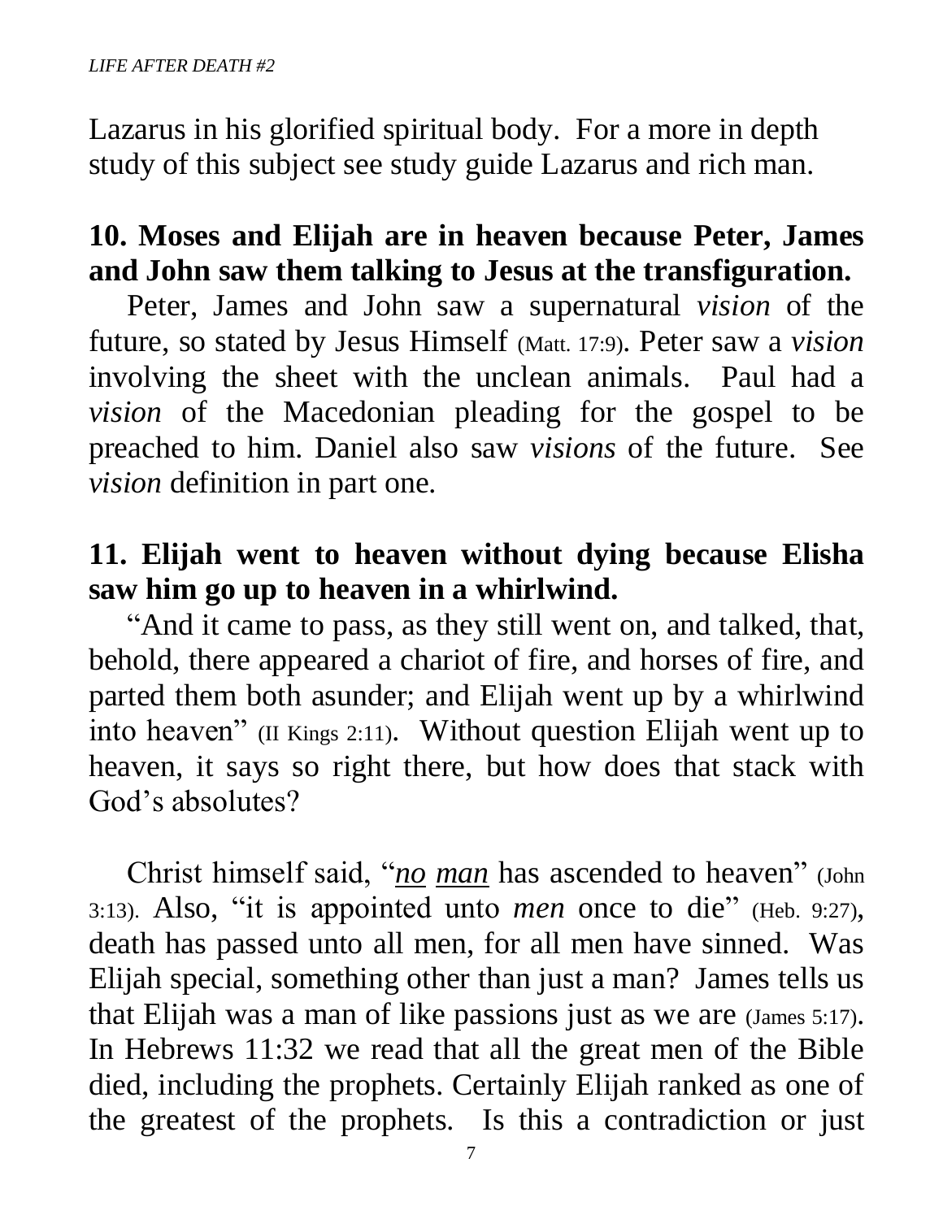Lazarus in his glorified spiritual body. For a more in depth study of this subject see study guide Lazarus and rich man.

**10. Moses and Elijah are in heaven because Peter, James and John saw them talking to Jesus at the transfiguration.**

Peter, James and John saw a supernatural *vision* of the future, so stated by Jesus Himself (Matt. 17:9). Peter saw a *vision* involving the sheet with the unclean animals. Paul had a *vision* of the Macedonian pleading for the gospel to be preached to him. Daniel also saw *visions* of the future. See *vision* definition in part one.

**11. Elijah went to heaven without dying because Elisha saw him go up to heaven in a whirlwind.**

"And it came to pass, as they still went on, and talked, that, behold, there appeared a chariot of fire, and horses of fire, and parted them both asunder; and Elijah went up by a whirlwind into heaven" (II Kings 2:11). Without question Elijah went up to heaven, it says so right there, but how does that stack with God's absolutes?

Christ himself said, "*no man* has ascended to heaven" (John 3:13). Also, "it is appointed unto *men* once to die" (Heb. 9:27), death has passed unto all men, for all men have sinned. Was Elijah special, something other than just a man? James tells us that Elijah was a man of like passions just as we are (James 5:17). In Hebrews 11:32 we read that all the great men of the Bible died, including the prophets. Certainly Elijah ranked as one of the greatest of the prophets. Is this a contradiction or just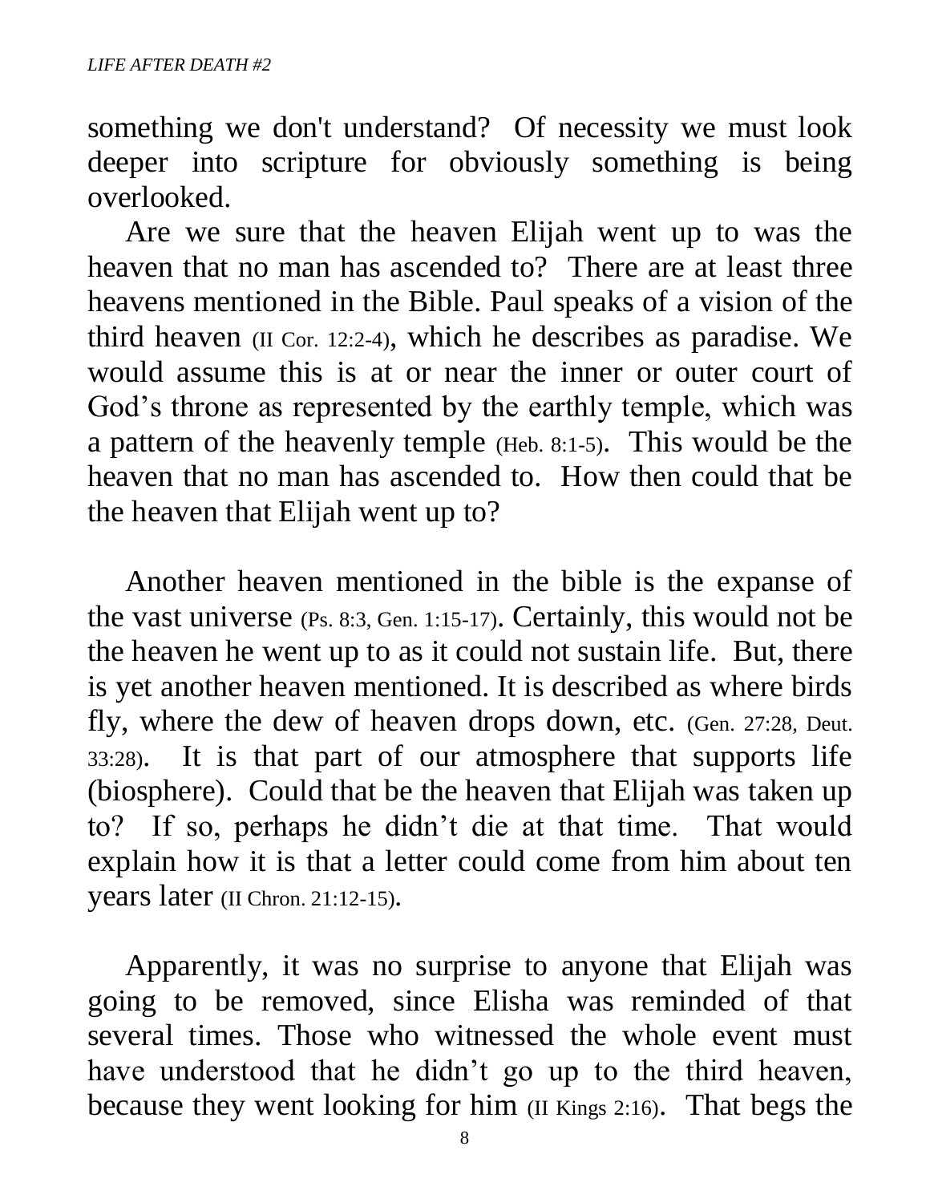something we don't understand? Of necessity we must look deeper into scripture for obviously something is being overlooked.

Are we sure that the heaven Elijah went up to was the heaven that no man has ascended to? There are at least three heavens mentioned in the Bible. Paul speaks of a vision of the third heaven (II Cor. 12:2-4), which he describes as paradise. We would assume this is at or near the inner or outer court of God's throne as represented by the earthly temple, which was a pattern of the heavenly temple (Heb. 8:1-5). This would be the heaven that no man has ascended to. How then could that be the heaven that Elijah went up to?

Another heaven mentioned in the bible is the expanse of the vast universe (Ps. 8:3, Gen. 1:15-17). Certainly, this would not be the heaven he went up to as it could not sustain life. But, there is yet another heaven mentioned. It is described as where birds fly, where the dew of heaven drops down, etc. (Gen. 27:28, Deut. 33:28). It is that part of our atmosphere that supports life (biosphere). Could that be the heaven that Elijah was taken up to? If so, perhaps he didn't die at that time. That would explain how it is that a letter could come from him about ten years later (II Chron. 21:12-15).

Apparently, it was no surprise to anyone that Elijah was going to be removed, since Elisha was reminded of that several times. Those who witnessed the whole event must have understood that he didn't go up to the third heaven, because they went looking for him (II Kings 2:16). That begs the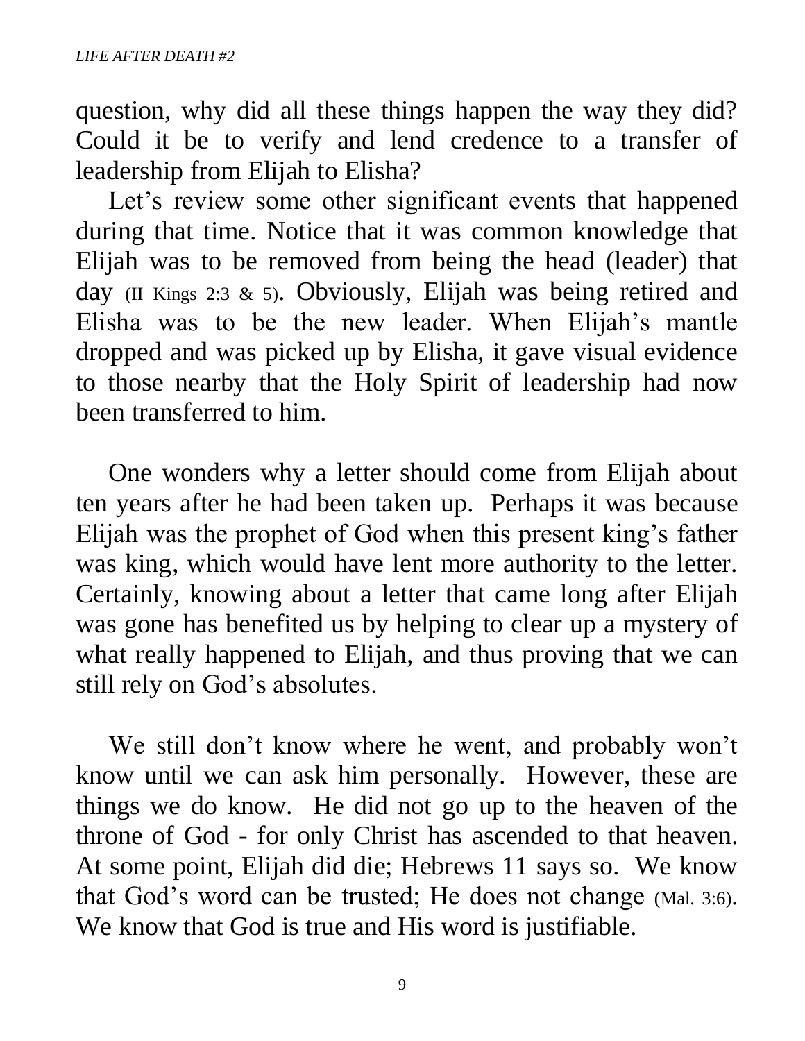question, why did all these things happen the way they did? Could it be to verify and lend credence to a transfer of leadership from Elijah to Elisha?

Let's review some other significant events that happened during that time. Notice that it was common knowledge that Elijah was to be removed from being the head (leader) that day (II Kings 2:3 & 5). Obviously, Elijah was being retired and Elisha was to be the new leader. When Elijah's mantle dropped and was picked up by Elisha, it gave visual evidence to those nearby that the Holy Spirit of leadership had now been transferred to him.

One wonders why a letter should come from Elijah about ten years after he had been taken up. Perhaps it was because Elijah was the prophet of God when this present king's father was king, which would have lent more authority to the letter. Certainly, knowing about a letter that came long after Elijah was gone has benefited us by helping to clear up a mystery of what really happened to Elijah, and thus proving that we can still rely on God's absolutes.

We still don't know where he went, and probably won't know until we can ask him personally. However, these are things we do know. He did not go up to the heaven of the throne of God - for only Christ has ascended to that heaven. At some point, Elijah did die; Hebrews 11 says so. We know that God's word can be trusted; He does not change (Mal. 3:6). We know that God is true and His word is justifiable.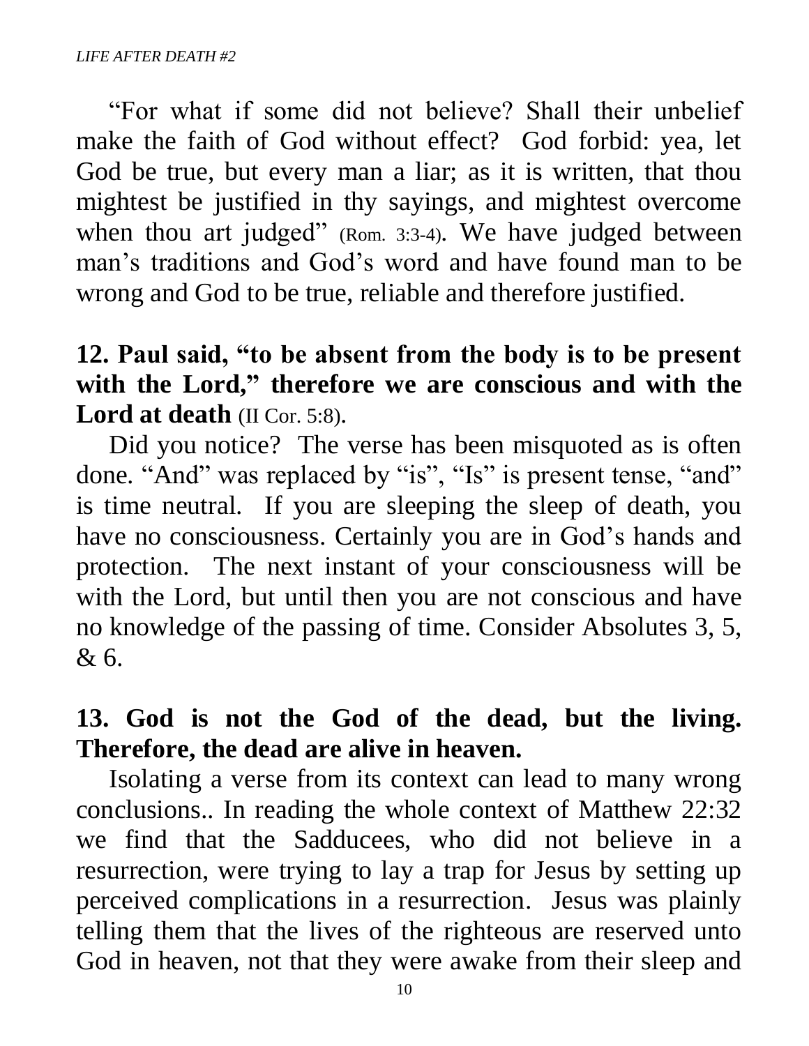"For what if some did not believe? Shall their unbelief make the faith of God without effect? God forbid: yea, let God be true, but every man a liar; as it is written, that thou mightest be justified in thy sayings, and mightest overcome when thou art judged" (Rom. 3:3-4). We have judged between man's traditions and God's word and have found man to be wrong and God to be true, reliable and therefore justified.

**12. Paul said, "to be absent from the body is to be present with the Lord," therefore we are conscious and with the Lord at death** (II Cor. 5:8).

Did you notice? The verse has been misquoted as is often done. "And" was replaced by "is", "Is" is present tense, "and" is time neutral. If you are sleeping the sleep of death, you have no consciousness. Certainly you are in God's hands and protection. The next instant of your consciousness will be with the Lord, but until then you are not conscious and have no knowledge of the passing of time. Consider Absolutes 3, 5, & 6.

**13. God is not the God of the dead, but the living. Therefore, the dead are alive in heaven.**

Isolating a verse from its context can lead to many wrong conclusions.. In reading the whole context of Matthew 22:32 we find that the Sadducees, who did not believe in a resurrection, were trying to lay a trap for Jesus by setting up perceived complications in a resurrection. Jesus was plainly telling them that the lives of the righteous are reserved unto God in heaven, not that they were awake from their sleep and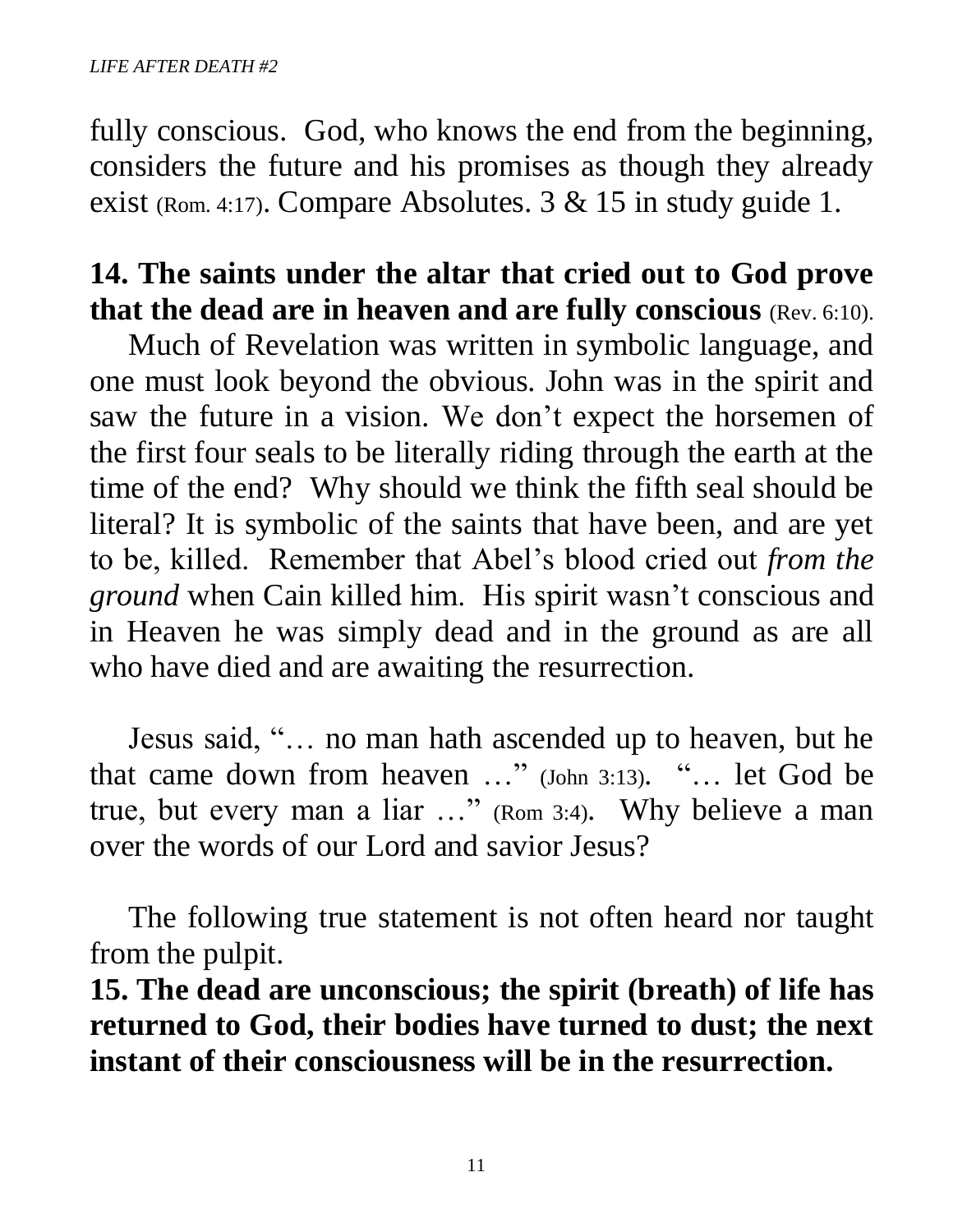fully conscious. God, who knows the end from the beginning, considers the future and his promises as though they already exist (Rom. 4:17). Compare Absolutes. 3 & 15 in study guide 1.

**14. The saints under the altar that cried out to God prove that the dead are in heaven and are fully conscious** (Rev. 6:10).

Much of Revelation was written in symbolic language, and one must look beyond the obvious. John was in the spirit and saw the future in a vision. We don't expect the horsemen of the first four seals to be literally riding through the earth at the time of the end? Why should we think the fifth seal should be literal? It is symbolic of the saints that have been, and are yet to be, killed. Remember that Abel's blood cried out *from the ground* when Cain killed him. His spirit wasn't conscious and in Heaven he was simply dead and in the ground as are all who have died and are awaiting the resurrection.

Jesus said, "… no man hath ascended up to heaven, but he that came down from heaven …" (John 3:13). "… let God be true, but every man a liar …" (Rom 3:4). Why believe a man over the words of our Lord and savior Jesus?

The following true statement is not often heard nor taught from the pulpit.

**15. The dead are unconscious; the spirit (breath) of life has returned to God, their bodies have turned to dust; the next instant of their consciousness will be in the resurrection.**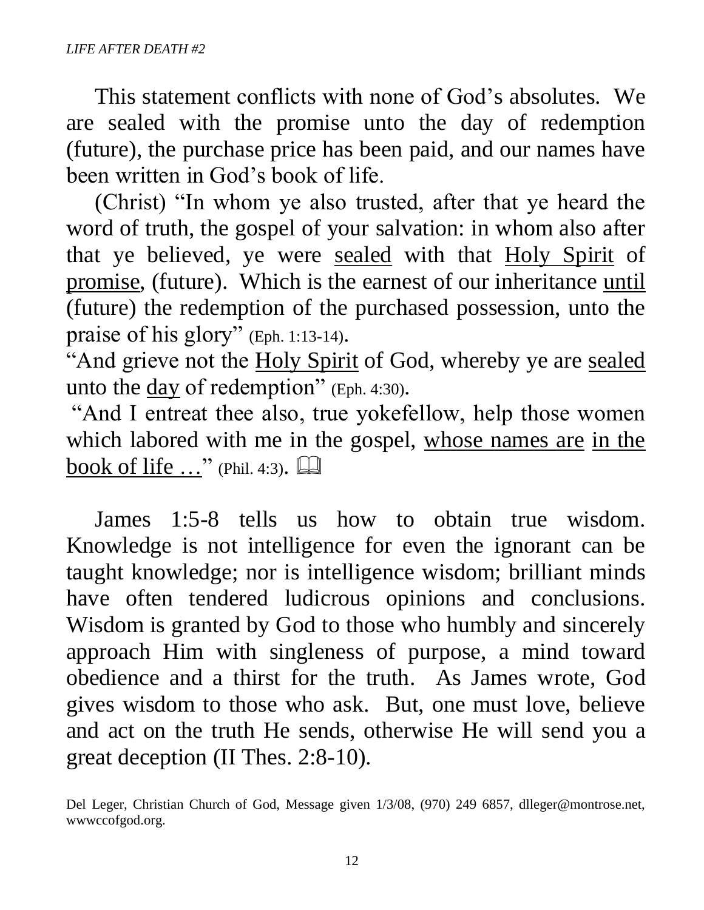This statement conflicts with none of God's absolutes. We are sealed with the promise unto the day of redemption (future), the purchase price has been paid, and our names have been written in God's book of life.

(Christ) "In whom ye also trusted, after that ye heard the word of truth, the gospel of your salvation: in whom also after that ye believed, ye were sealed with that Holy Spirit of promise, (future). Which is the earnest of our inheritance until (future) the redemption of the purchased possession, unto the praise of his glory" (Eph. 1:13-14).

"And grieve not the Holy Spirit of God, whereby ye are sealed unto the day of redemption" (Eph. 4:30).

"And I entreat thee also, true yokefellow, help those women which labored with me in the gospel, whose names are in the book of life …" (Phil. 4:3). 📖

James 1:5-8 tells us how to obtain true wisdom. Knowledge is not intelligence for even the ignorant can be taught knowledge; nor is intelligence wisdom; brilliant minds have often tendered ludicrous opinions and conclusions. Wisdom is granted by God to those who humbly and sincerely approach Him with singleness of purpose, a mind toward obedience and a thirst for the truth. As James wrote, God gives wisdom to those who ask. But, one must love, believe and act on the truth He sends, otherwise He will send you a great deception (II Thes. 2:8-10).

Del Leger, Christian Church of God, Message given 1/3/08, (970) 249 6857, dlleger@montrose.net, wwwccofgod.org.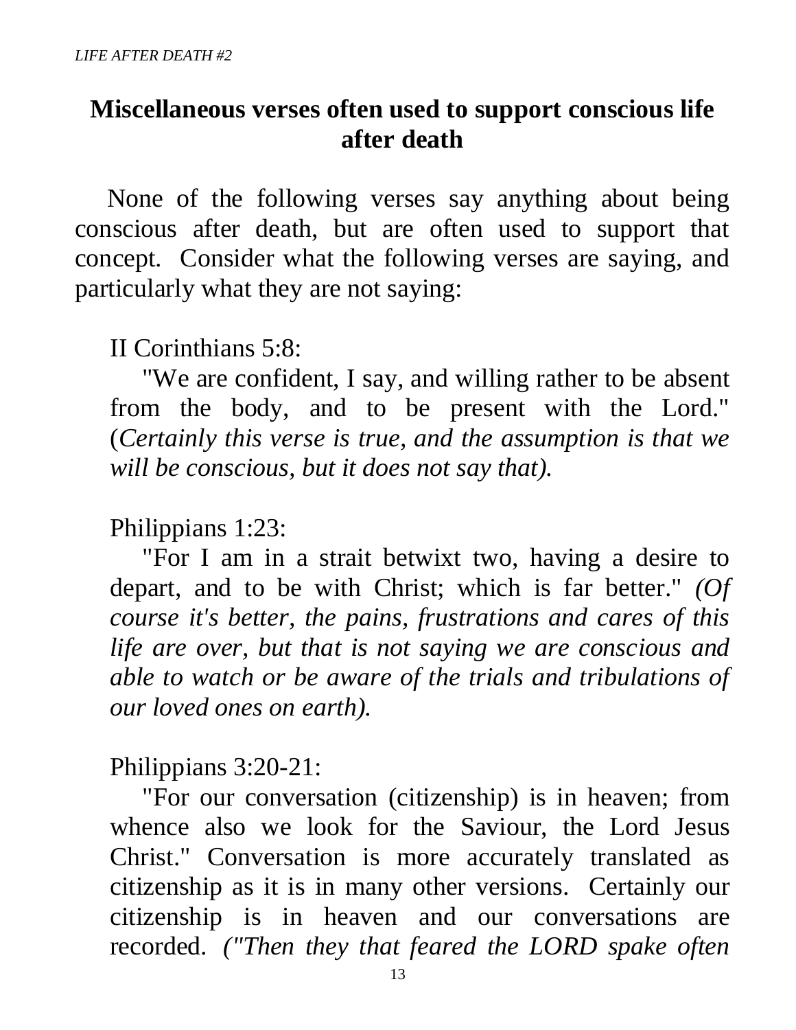## Miscellaneous verses often used to support conscious life after death

None of the following verses say anything about being conscious after death, but are often used to support that concept. Consider what the following verses are saying, and particularly what they are not saying:

II Corinthians 5:8:

"We are confident, I say, and willing rather to be absent from the body, and to be present with the Lord." (*Certainly this verse is true, and the assumption is that we will be conscious, but it does not say that).*

Philippians 1:23:

"For I am in a strait betwixt two, having a desire to depart, and to be with Christ; which is far better." *(Of course it's better, the pains, frustrations and cares of this life are over, but that is not saying we are conscious and able to watch or be aware of the trials and tribulations of our loved ones on earth).*

Philippians 3:20-21:

"For our conversation (citizenship) is in heaven; from whence also we look for the Saviour, the Lord Jesus Christ." Conversation is more accurately translated as citizenship as it is in many other versions. Certainly our citizenship is in heaven and our conversations are recorded. *("Then they that feared the LORD spake often*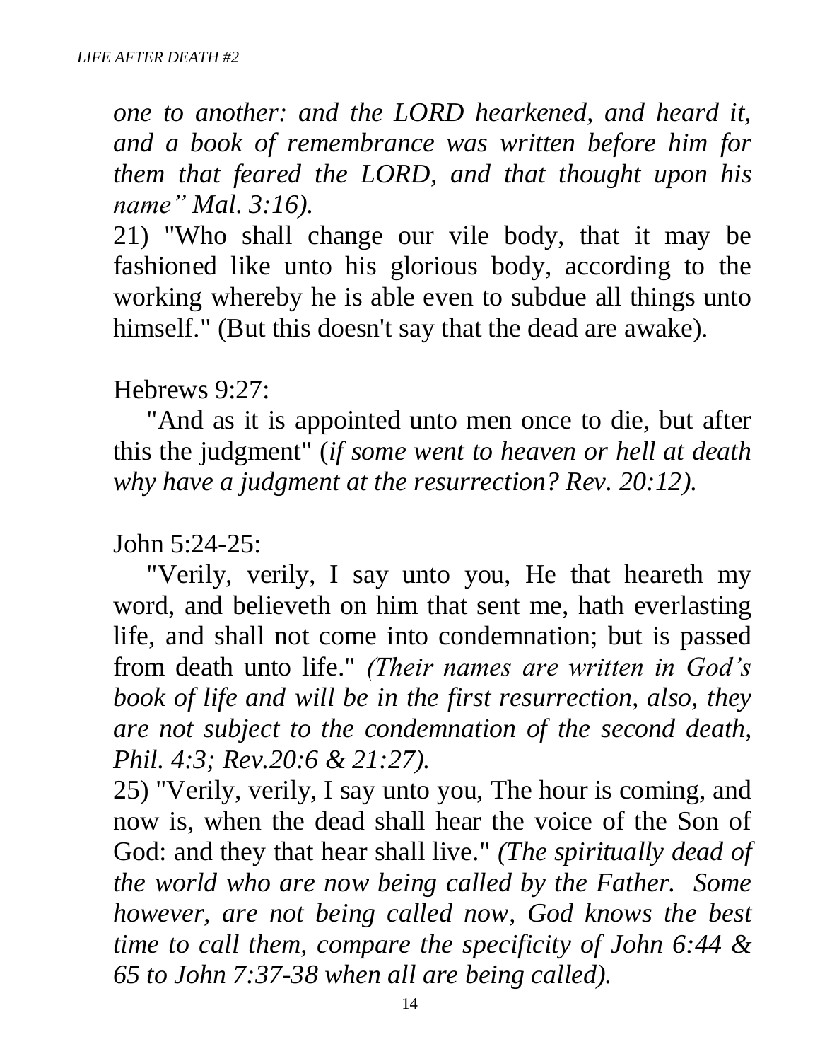*one to another: and the LORD hearkened, and heard it, and a book of remembrance was written before him for them that feared the LORD, and that thought upon his name" Mal. 3:16).*

21) "Who shall change our vile body, that it may be fashioned like unto his glorious body, according to the working whereby he is able even to subdue all things unto himself." (But this doesn't say that the dead are awake).

Hebrews 9:27:

"And as it is appointed unto men once to die, but after this the judgment" (*if some went to heaven or hell at death why have a judgment at the resurrection? Rev. 20:12).*

John 5:24-25:

"Verily, verily, I say unto you, He that heareth my word, and believeth on him that sent me, hath everlasting life, and shall not come into condemnation; but is passed from death unto life." *(Their names are written in God's book of life and will be in the first resurrection, also, they are not subject to the condemnation of the second death, Phil. 4:3; Rev.20:6 & 21:27).*

25) "Verily, verily, I say unto you, The hour is coming, and now is, when the dead shall hear the voice of the Son of God: and they that hear shall live." *(The spiritually dead of the world who are now being called by the Father. Some however, are not being called now, God knows the best time to call them, compare the specificity of John 6:44 & 65 to John 7:37-38 when all are being called).*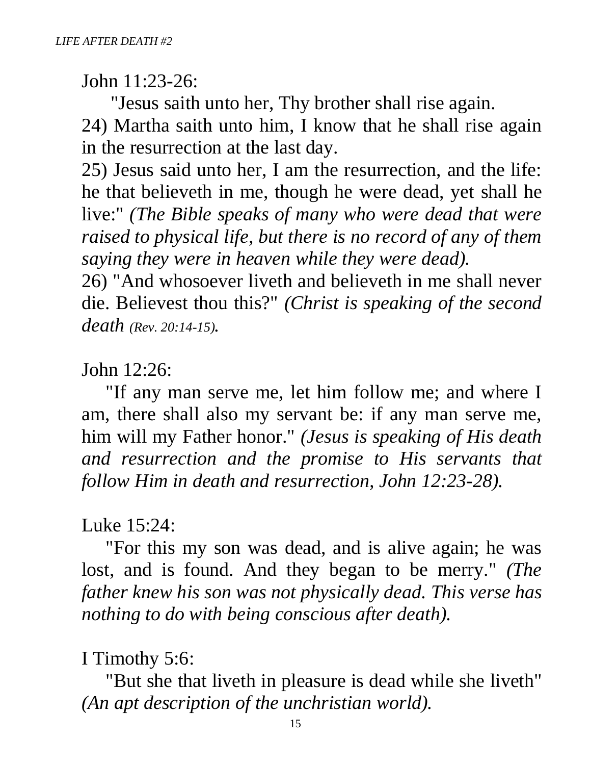John 11:23-26:

"Jesus saith unto her, Thy brother shall rise again.
24) Martha saith unto him, I know that he shall rise again in the resurrection at the last day.
25) Jesus said unto her, I am the resurrection, and the life: he that believeth in me, though he were dead, yet shall he live:" *(The Bible speaks of many who were dead that were raised to physical life, but there is no record of any of them saying they were in heaven while they were dead).*
26) "And whosoever liveth and believeth in me shall never die. Believest thou this?" *(Christ is speaking of the second death (Rev. 20:14-15).*

John 12:26:

"If any man serve me, let him follow me; and where I am, there shall also my servant be: if any man serve me, him will my Father honor." *(Jesus is speaking of His death and resurrection and the promise to His servants that follow Him in death and resurrection, John 12:23-28).*

Luke 15:24:

"For this my son was dead, and is alive again; he was lost, and is found. And they began to be merry." *(The father knew his son was not physically dead. This verse has nothing to do with being conscious after death).*

I Timothy 5:6:

"But she that liveth in pleasure is dead while she liveth" *(An apt description of the unchristian world).*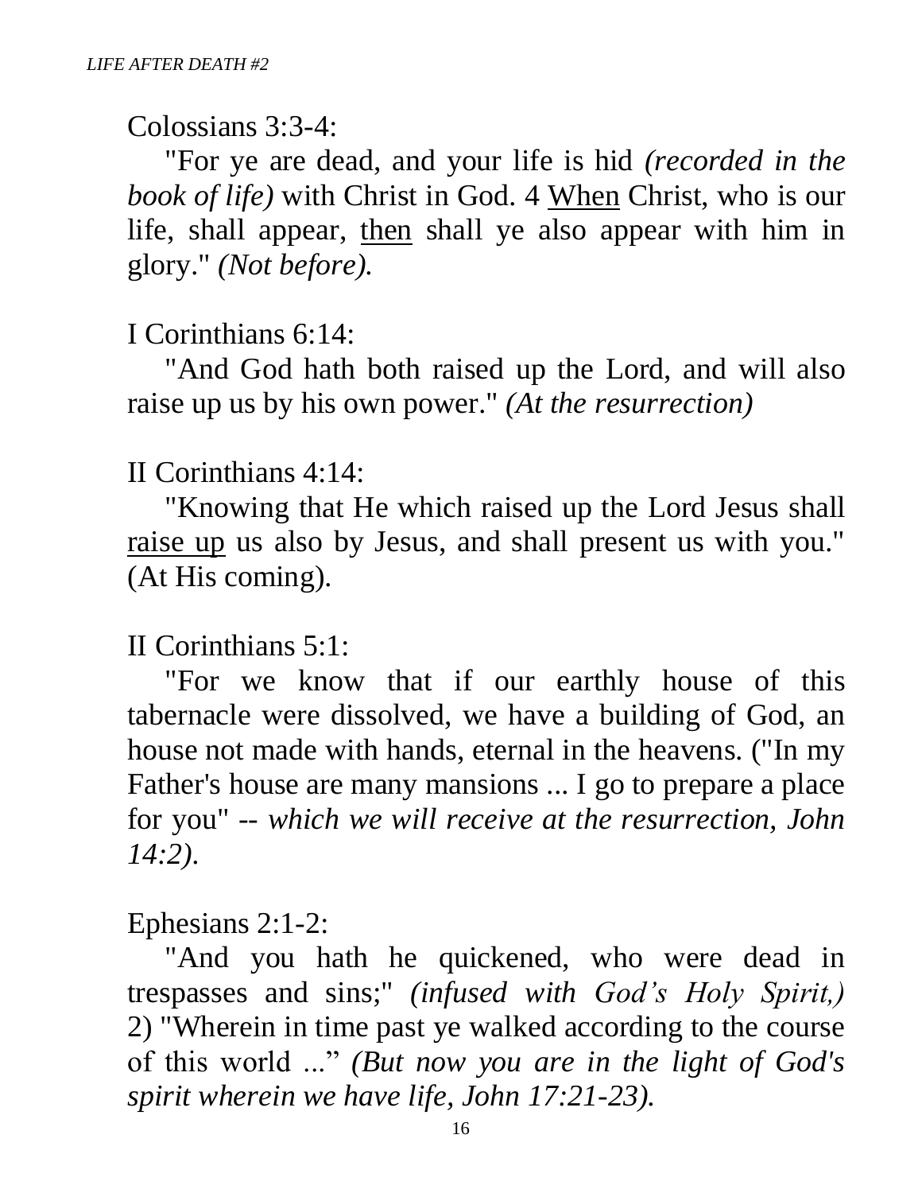Colossians 3:3-4:

"For ye are dead, and your life is hid *(recorded in the book of life)* with Christ in God. 4 When Christ, who is our life, shall appear, then shall ye also appear with him in glory." *(Not before).*

I Corinthians 6:14:

"And God hath both raised up the Lord, and will also raise up us by his own power." *(At the resurrection)*

II Corinthians 4:14:

"Knowing that He which raised up the Lord Jesus shall raise up us also by Jesus, and shall present us with you." (At His coming).

II Corinthians 5:1:

"For we know that if our earthly house of this tabernacle were dissolved, we have a building of God, an house not made with hands, eternal in the heavens. ("In my Father's house are many mansions ... I go to prepare a place for you" -- *which we will receive at the resurrection, John 14:2).*

Ephesians 2:1-2:

"And you hath he quickened, who were dead in trespasses and sins;" *(infused with God's Holy Spirit,)* 2) "Wherein in time past ye walked according to the course of this world ..." *(But now you are in the light of God's spirit wherein we have life, John 17:21-23).*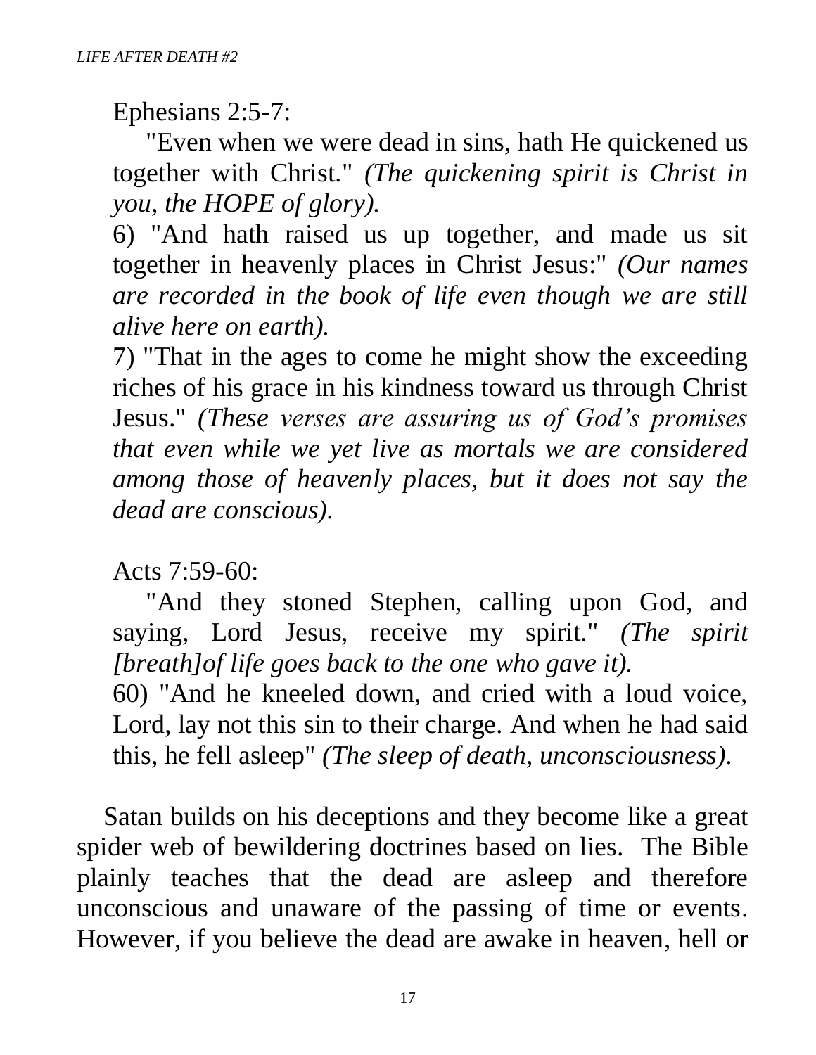Ephesians 2:5-7:

"Even when we were dead in sins, hath He quickened us together with Christ." *(The quickening spirit is Christ in you, the HOPE of glory).*

6) "And hath raised us up together, and made us sit together in heavenly places in Christ Jesus:" *(Our names are recorded in the book of life even though we are still alive here on earth).*

7) "That in the ages to come he might show the exceeding riches of his grace in his kindness toward us through Christ Jesus." *(These verses are assuring us of God's promises that even while we yet live as mortals we are considered among those of heavenly places, but it does not say the dead are conscious).*

Acts 7:59-60:

"And they stoned Stephen, calling upon God, and saying, Lord Jesus, receive my spirit." *(The spirit [breath]of life goes back to the one who gave it).*

60) "And he kneeled down, and cried with a loud voice, Lord, lay not this sin to their charge. And when he had said this, he fell asleep" *(The sleep of death, unconsciousness).*

Satan builds on his deceptions and they become like a great spider web of bewildering doctrines based on lies. The Bible plainly teaches that the dead are asleep and therefore unconscious and unaware of the passing of time or events. However, if you believe the dead are awake in heaven, hell or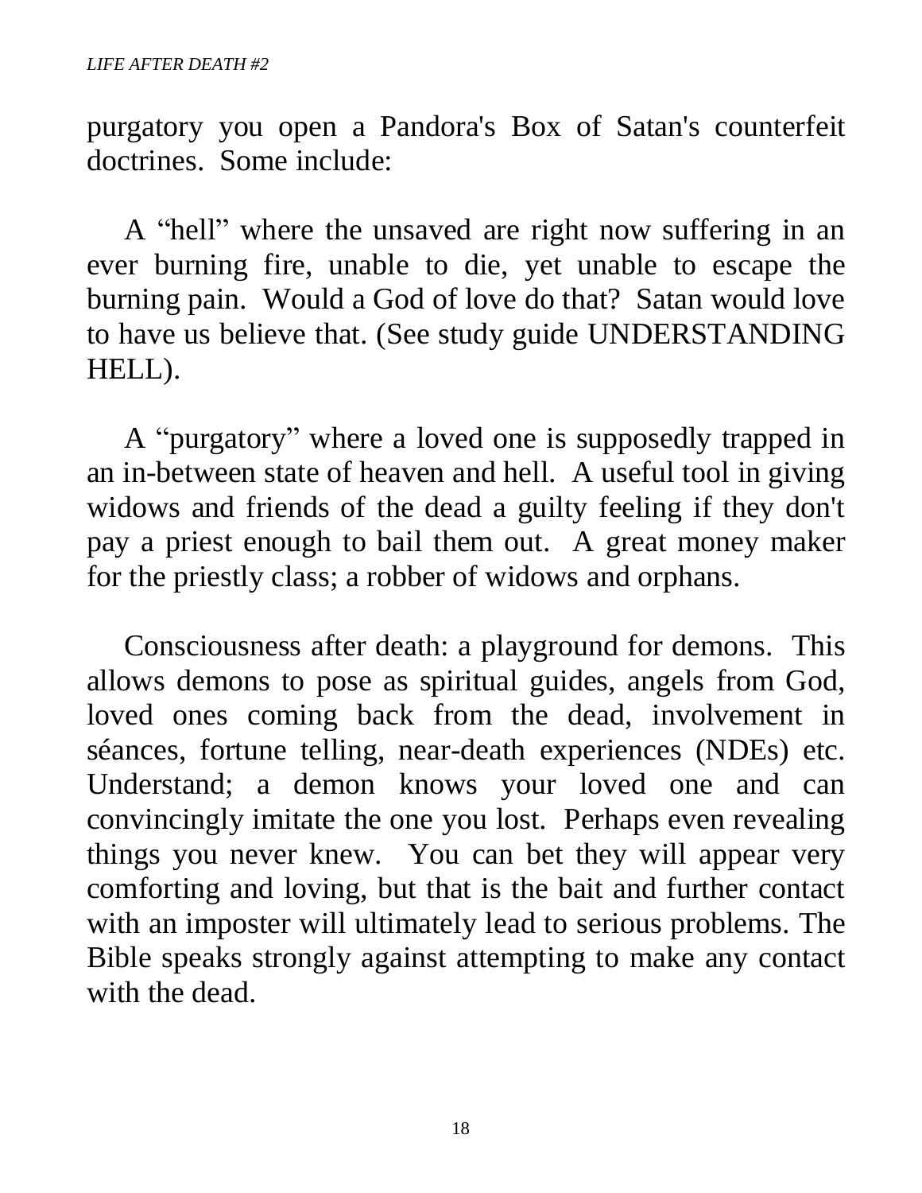purgatory you open a Pandora's Box of Satan's counterfeit doctrines. Some include:

A “hell” where the unsaved are right now suffering in an ever burning fire, unable to die, yet unable to escape the burning pain. Would a God of love do that? Satan would love to have us believe that. (See study guide UNDERSTANDING HELL).

A “purgatory” where a loved one is supposedly trapped in an in-between state of heaven and hell. A useful tool in giving widows and friends of the dead a guilty feeling if they don't pay a priest enough to bail them out. A great money maker for the priestly class; a robber of widows and orphans.

Consciousness after death: a playground for demons. This allows demons to pose as spiritual guides, angels from God, loved ones coming back from the dead, involvement in séances, fortune telling, near-death experiences (NDEs) etc. Understand; a demon knows your loved one and can convincingly imitate the one you lost. Perhaps even revealing things you never knew. You can bet they will appear very comforting and loving, but that is the bait and further contact with an imposter will ultimately lead to serious problems. The Bible speaks strongly against attempting to make any contact with the dead.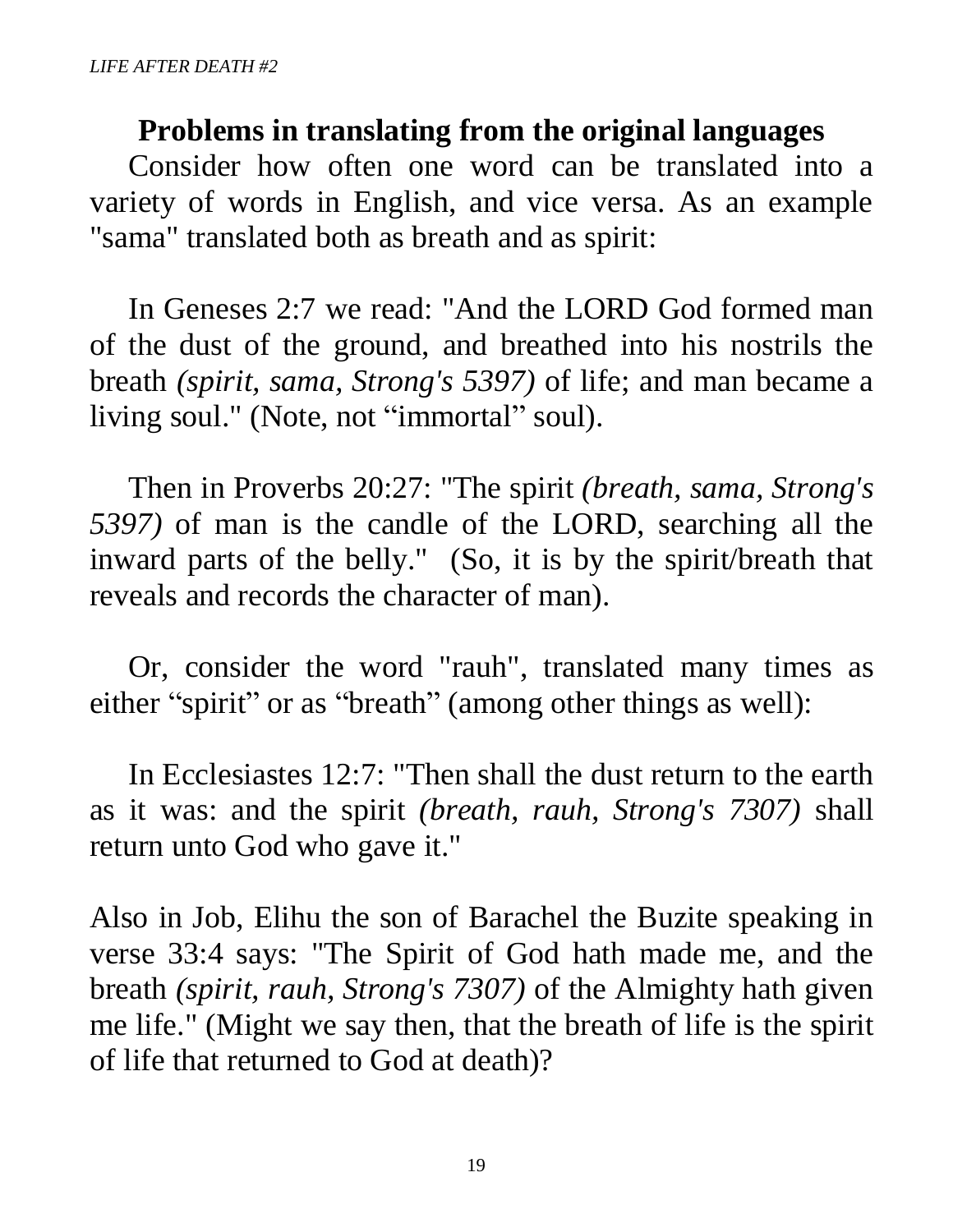## Problems in translating from the original languages

Consider how often one word can be translated into a variety of words in English, and vice versa. As an example "sama" translated both as breath and as spirit:

In Geneses 2:7 we read: "And the LORD God formed man of the dust of the ground, and breathed into his nostrils the breath *(spirit, sama, Strong's 5397)* of life; and man became a living soul." (Note, not "immortal" soul).

Then in Proverbs 20:27: "The spirit *(breath, sama, Strong's 5397)* of man is the candle of the LORD, searching all the inward parts of the belly." (So, it is by the spirit/breath that reveals and records the character of man).

Or, consider the word "rauh", translated many times as either "spirit" or as "breath" (among other things as well):

In Ecclesiastes 12:7: "Then shall the dust return to the earth as it was: and the spirit *(breath, rauh, Strong's 7307)* shall return unto God who gave it."

Also in Job, Elihu the son of Barachel the Buzite speaking in verse 33:4 says: "The Spirit of God hath made me, and the breath *(spirit, rauh, Strong's 7307)* of the Almighty hath given me life." (Might we say then, that the breath of life is the spirit of life that returned to God at death)?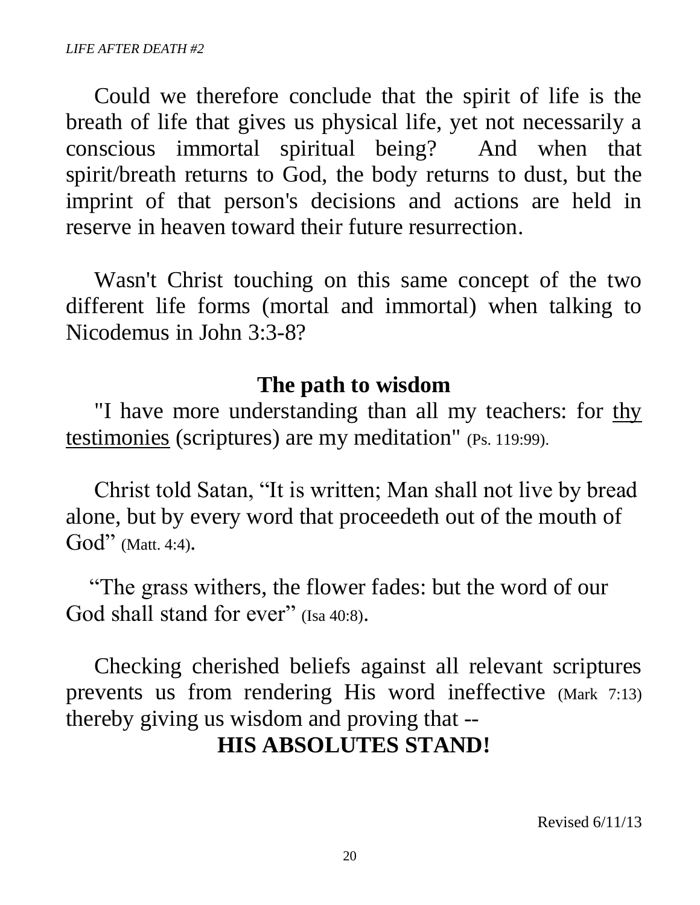Could we therefore conclude that the spirit of life is the breath of life that gives us physical life, yet not necessarily a conscious immortal spiritual being? And when that spirit/breath returns to God, the body returns to dust, but the imprint of that person's decisions and actions are held in reserve in heaven toward their future resurrection.

Wasn't Christ touching on this same concept of the two different life forms (mortal and immortal) when talking to Nicodemus in John 3:3-8?

## The path to wisdom

"I have more understanding than all my teachers: for <u>thy testimonies</u> (scriptures) are my meditation" (Ps. 119:99).

Christ told Satan, "It is written; Man shall not live by bread alone, but by every word that proceedeth out of the mouth of God" (Matt. 4:4).

"The grass withers, the flower fades: but the word of our God shall stand for ever" (Isa 40:8).

Checking cherished beliefs against all relevant scriptures prevents us from rendering His word ineffective (Mark 7:13) thereby giving us wisdom and proving that --

**HIS ABSOLUTES STAND!**

Revised 6/11/13